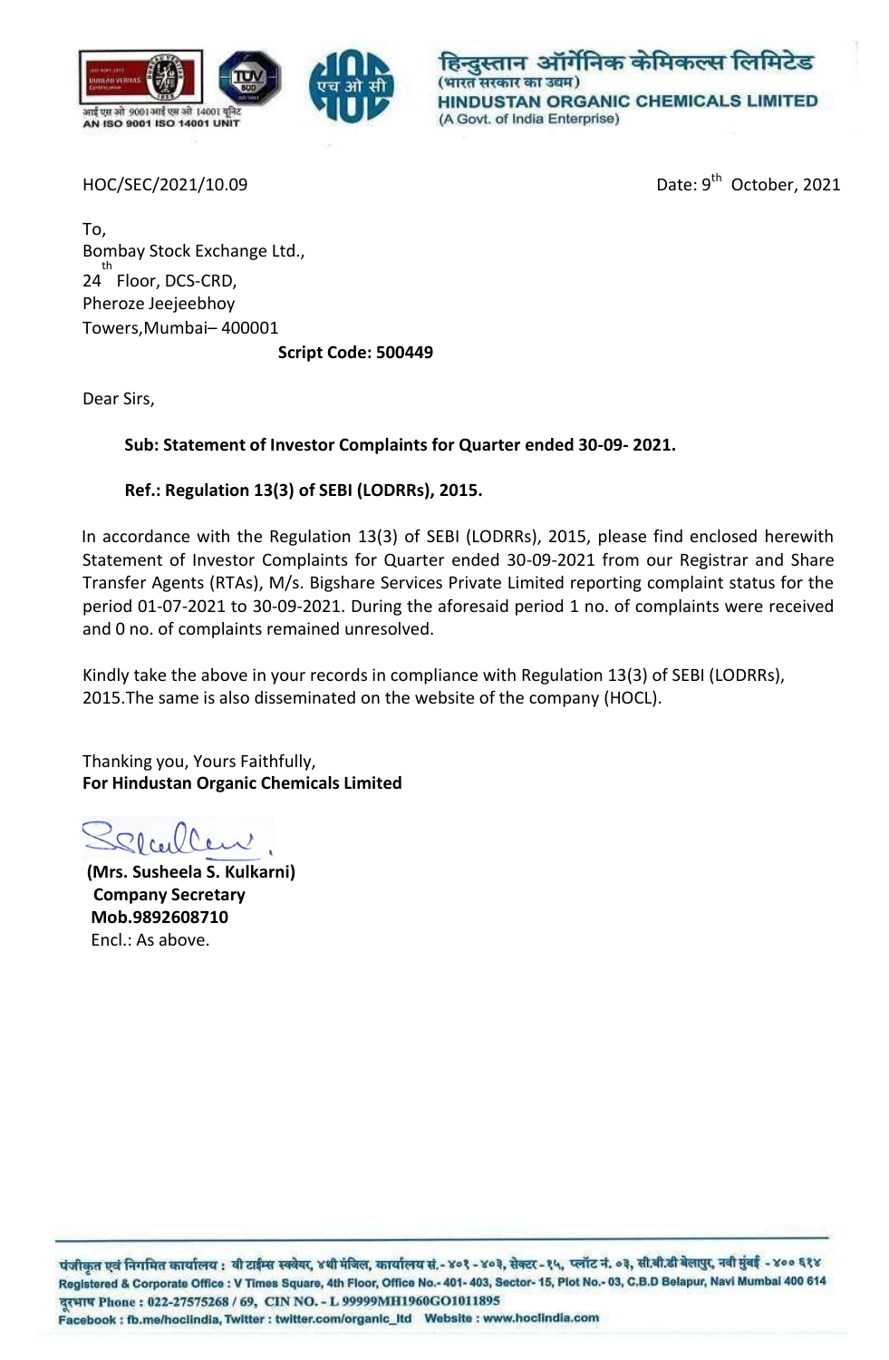हिन्दुस्तान ऑर्गेनिक केमिकल्स लिमिटेड
(भारत सरकार का उद्यम)
**HINDUSTAN ORGANIC CHEMICALS LIMITED**
(A Govt. of India Enterprise)

आई एस ओ 9001 आई एस ओ 14001 यूनिट
AN ISO 9001 ISO 14001 UNIT

HOC/SEC/2021/10.09

Date: 9th October, 2021

To,
Bombay Stock Exchange Ltd.,
24th Floor, DCS-CRD,
Pheroze Jeejeebhoy
Towers,Mumbai– 400001

**Script Code: 500449**

Dear Sirs,

**Sub: Statement of Investor Complaints for Quarter ended 30-09- 2021.**

**Ref.: Regulation 13(3) of SEBI (LODRRs), 2015.**

In accordance with the Regulation 13(3) of SEBI (LODRRs), 2015, please find enclosed herewith Statement of Investor Complaints for Quarter ended 30-09-2021 from our Registrar and Share Transfer Agents (RTAs), M/s. Bigshare Services Private Limited reporting complaint status for the period 01-07-2021 to 30-09-2021. During the aforesaid period 1 no. of complaints were received and 0 no. of complaints remained unresolved.

Kindly take the above in your records in compliance with Regulation 13(3) of SEBI (LODRRs), 2015.The same is also disseminated on the website of the company (HOCL).

Thanking you, Yours Faithfully,
**For Hindustan Organic Chemicals Limited**

**(Mrs. Susheela S. Kulkarni)**
**Company Secretary**
**Mob.9892608710**
Encl.: As above.

पंजीकृत एवं निगमित कार्यालय : वी टाईम्स स्क्वेयर, ४थी मंजिल, कार्यालय सं.- ४०१ - ४०३, सेक्टर - १५, प्लॉट नं. ०३, सी.बी.डी बेलापुर, नवी मुंबई - ४०० ६१४
Registered & Corporate Office : V Times Square, 4th Floor, Office No.- 401- 403, Sector- 15, Plot No.- 03, C.B.D Belapur, Navi Mumbai 400 614
दूरभाष Phone : 022-27575268 / 69, CIN NO. - L 99999MH1960GO1011895
Facebook : fb.me/hoclindia, Twitter : twitter.com/organic_ltd Website : www.hoclindia.com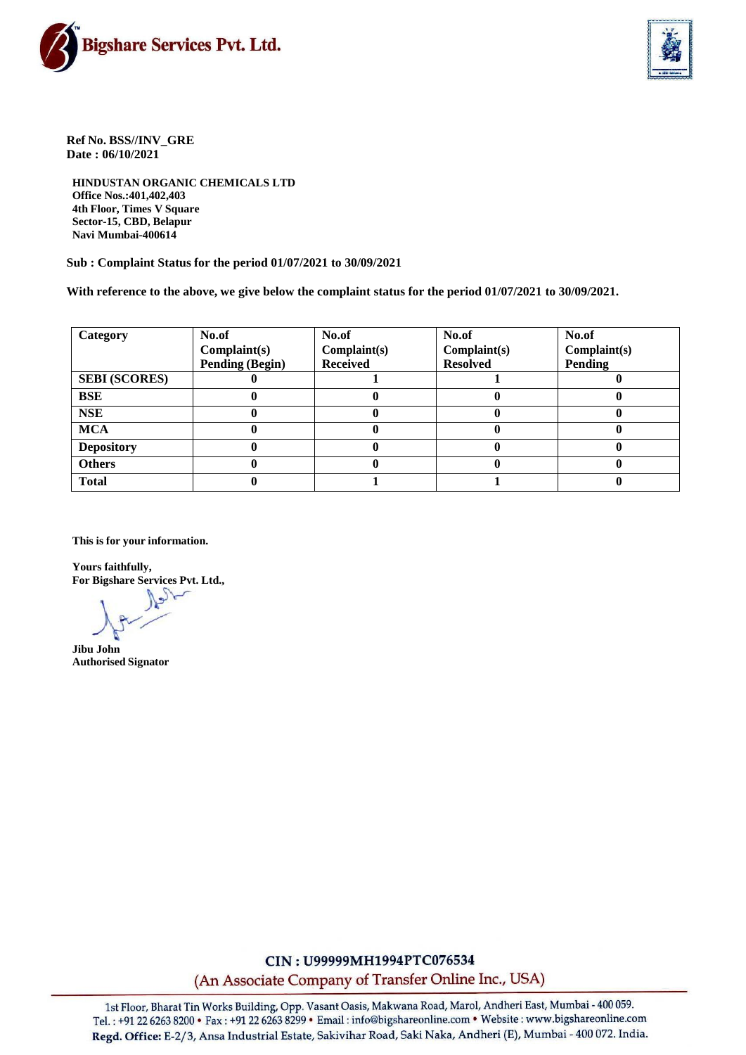**Bigshare Services Pvt. Ltd.**

**Ref No. BSS//INV_GRE**
**Date : 06/10/2021**

**HINDUSTAN ORGANIC CHEMICALS LTD**
**Office Nos.:401,402,403**
**4th Floor, Times V Square**
**Sector-15, CBD, Belapur**
**Navi Mumbai-400614**

**Sub : Complaint Status for the period 01/07/2021 to 30/09/2021**

**With reference to the above, we give below the complaint status for the period 01/07/2021 to 30/09/2021.**

| Category | No.of Complaint(s) Pending (Begin) | No.of Complaint(s) Received | No.of Complaint(s) Resolved | No.of Complaint(s) Pending |
|---|---|---|---|---|
| SEBI (SCORES) | 0 | 1 | 1 | 0 |
| BSE | 0 | 0 | 0 | 0 |
| NSE | 0 | 0 | 0 | 0 |
| MCA | 0 | 0 | 0 | 0 |
| Depository | 0 | 0 | 0 | 0 |
| Others | 0 | 0 | 0 | 0 |
| Total | 0 | 1 | 1 | 0 |

**This is for your information.**

**Yours faithfully,**
**For Bigshare Services Pvt. Ltd.,**

**Jibu John**
**Authorised Signator**

CIN : U99999MH1994PTC076534
(An Associate Company of Transfer Online Inc., USA)

1st Floor, Bharat Tin Works Building, Opp. Vasant Oasis, Makwana Road, Marol, Andheri East, Mumbai - 400 059.
Tel. : +91 22 6263 8200 • Fax : +91 22 6263 8299 • Email : info@bigshareonline.com • Website : www.bigshareonline.com
**Regd. Office:** E-2/3, Ansa Industrial Estate, Sakivihar Road, Saki Naka, Andheri (E), Mumbai - 400 072. India.